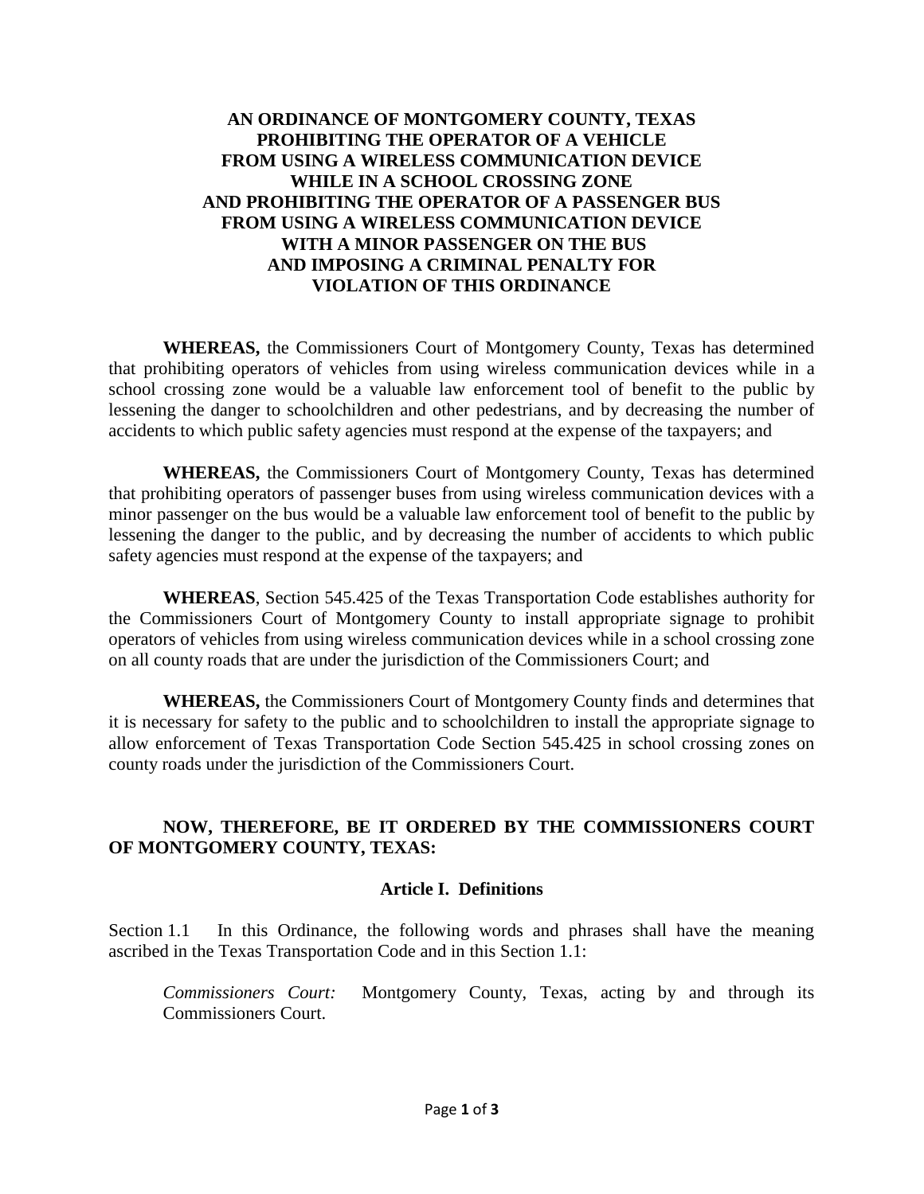# AN ORDINANCE OF MONTGOMERY COUNTY, TEXAS PROHIBITING THE OPERATOR OF A VEHICLE FROM USING A WIRELESS COMMUNICATION DEVICE WHILE IN A SCHOOL CROSSING ZONE AND PROHIBITING THE OPERATOR OF A PASSENGER BUS FROM USING A WIRELESS COMMUNICATION DEVICE WITH A MINOR PASSENGER ON THE BUS AND IMPOSING A CRIMINAL PENALTY FOR VIOLATION OF THIS ORDINANCE

**WHEREAS,** the Commissioners Court of Montgomery County, Texas has determined that prohibiting operators of vehicles from using wireless communication devices while in a school crossing zone would be a valuable law enforcement tool of benefit to the public by lessening the danger to schoolchildren and other pedestrians, and by decreasing the number of accidents to which public safety agencies must respond at the expense of the taxpayers; and

**WHEREAS,** the Commissioners Court of Montgomery County, Texas has determined that prohibiting operators of passenger buses from using wireless communication devices with a minor passenger on the bus would be a valuable law enforcement tool of benefit to the public by lessening the danger to the public, and by decreasing the number of accidents to which public safety agencies must respond at the expense of the taxpayers; and

**WHEREAS**, Section 545.425 of the Texas Transportation Code establishes authority for the Commissioners Court of Montgomery County to install appropriate signage to prohibit operators of vehicles from using wireless communication devices while in a school crossing zone on all county roads that are under the jurisdiction of the Commissioners Court; and

**WHEREAS,** the Commissioners Court of Montgomery County finds and determines that it is necessary for safety to the public and to schoolchildren to install the appropriate signage to allow enforcement of Texas Transportation Code Section 545.425 in school crossing zones on county roads under the jurisdiction of the Commissioners Court.

**NOW, THEREFORE, BE IT ORDERED BY THE COMMISSIONERS COURT OF MONTGOMERY COUNTY, TEXAS:**

## Article I. Definitions

Section 1.1 In this Ordinance, the following words and phrases shall have the meaning ascribed in the Texas Transportation Code and in this Section 1.1:

*Commissioners Court:* Montgomery County, Texas, acting by and through its Commissioners Court.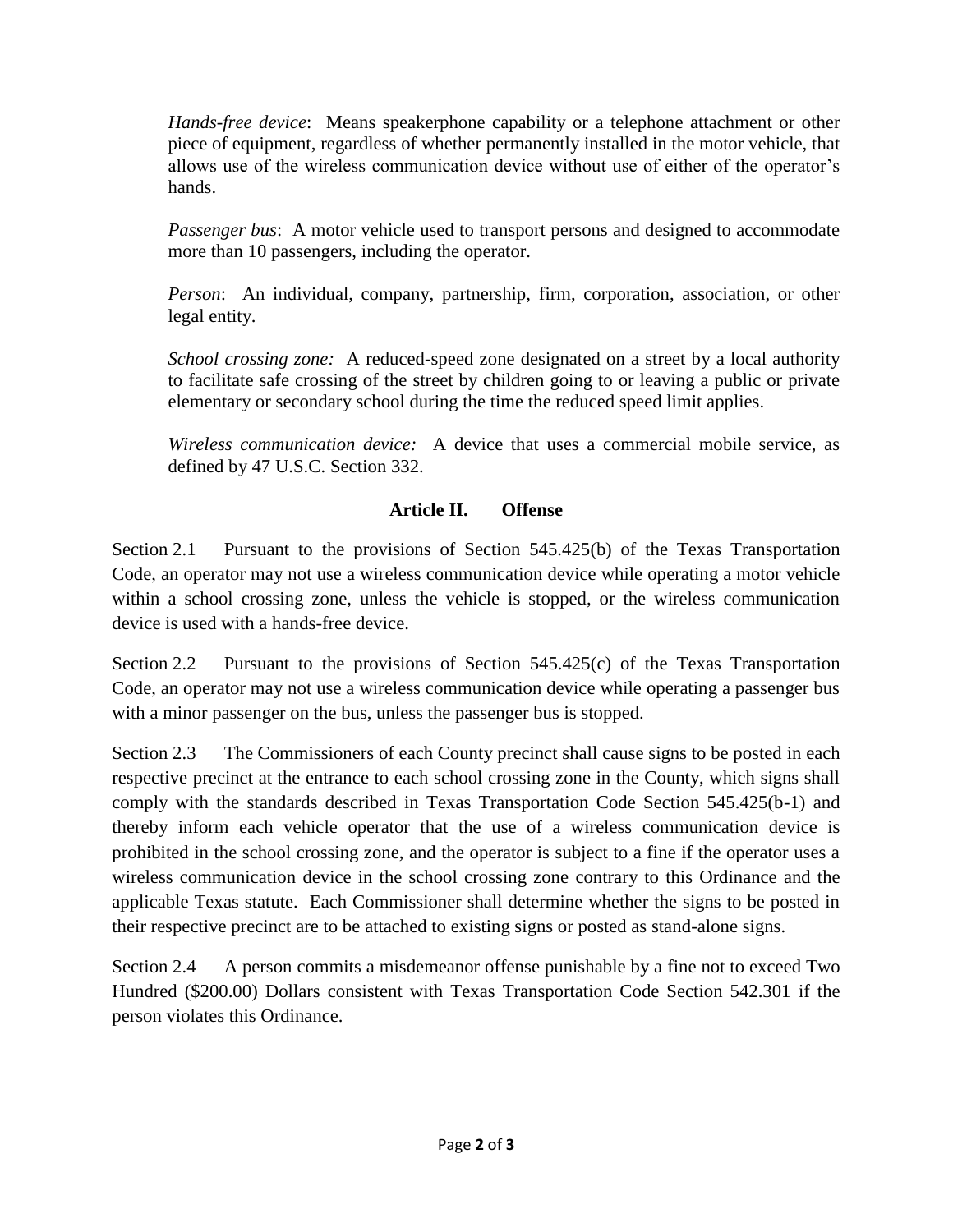*Hands-free device*: Means speakerphone capability or a telephone attachment or other piece of equipment, regardless of whether permanently installed in the motor vehicle, that allows use of the wireless communication device without use of either of the operator's hands.

*Passenger bus*: A motor vehicle used to transport persons and designed to accommodate more than 10 passengers, including the operator.

*Person*: An individual, company, partnership, firm, corporation, association, or other legal entity.

*School crossing zone:* A reduced-speed zone designated on a street by a local authority to facilitate safe crossing of the street by children going to or leaving a public or private elementary or secondary school during the time the reduced speed limit applies.

*Wireless communication device:* A device that uses a commercial mobile service, as defined by 47 U.S.C. Section 332.

## Article II. Offense

Section 2.1 Pursuant to the provisions of Section 545.425(b) of the Texas Transportation Code, an operator may not use a wireless communication device while operating a motor vehicle within a school crossing zone, unless the vehicle is stopped, or the wireless communication device is used with a hands-free device.

Section 2.2 Pursuant to the provisions of Section 545.425(c) of the Texas Transportation Code, an operator may not use a wireless communication device while operating a passenger bus with a minor passenger on the bus, unless the passenger bus is stopped.

Section 2.3 The Commissioners of each County precinct shall cause signs to be posted in each respective precinct at the entrance to each school crossing zone in the County, which signs shall comply with the standards described in Texas Transportation Code Section 545.425(b-1) and thereby inform each vehicle operator that the use of a wireless communication device is prohibited in the school crossing zone, and the operator is subject to a fine if the operator uses a wireless communication device in the school crossing zone contrary to this Ordinance and the applicable Texas statute. Each Commissioner shall determine whether the signs to be posted in their respective precinct are to be attached to existing signs or posted as stand-alone signs.

Section 2.4 A person commits a misdemeanor offense punishable by a fine not to exceed Two Hundred ($200.00) Dollars consistent with Texas Transportation Code Section 542.301 if the person violates this Ordinance.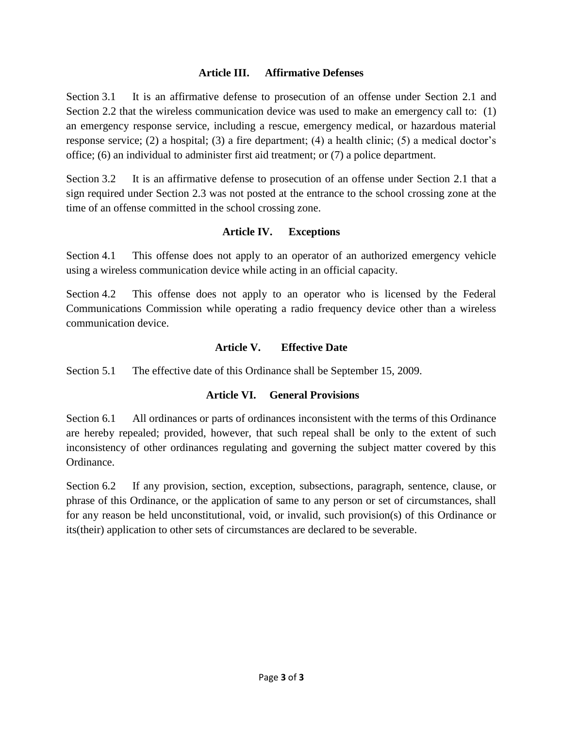## Article III. Affirmative Defenses

Section 3.1 It is an affirmative defense to prosecution of an offense under Section 2.1 and Section 2.2 that the wireless communication device was used to make an emergency call to: (1) an emergency response service, including a rescue, emergency medical, or hazardous material response service; (2) a hospital; (3) a fire department; (4) a health clinic; (5) a medical doctor's office; (6) an individual to administer first aid treatment; or (7) a police department.

Section 3.2 It is an affirmative defense to prosecution of an offense under Section 2.1 that a sign required under Section 2.3 was not posted at the entrance to the school crossing zone at the time of an offense committed in the school crossing zone.

## Article IV. Exceptions

Section 4.1 This offense does not apply to an operator of an authorized emergency vehicle using a wireless communication device while acting in an official capacity.

Section 4.2 This offense does not apply to an operator who is licensed by the Federal Communications Commission while operating a radio frequency device other than a wireless communication device.

## Article V. Effective Date

Section 5.1 The effective date of this Ordinance shall be September 15, 2009.

## Article VI. General Provisions

Section 6.1 All ordinances or parts of ordinances inconsistent with the terms of this Ordinance are hereby repealed; provided, however, that such repeal shall be only to the extent of such inconsistency of other ordinances regulating and governing the subject matter covered by this Ordinance.

Section 6.2 If any provision, section, exception, subsections, paragraph, sentence, clause, or phrase of this Ordinance, or the application of same to any person or set of circumstances, shall for any reason be held unconstitutional, void, or invalid, such provision(s) of this Ordinance or its(their) application to other sets of circumstances are declared to be severable.